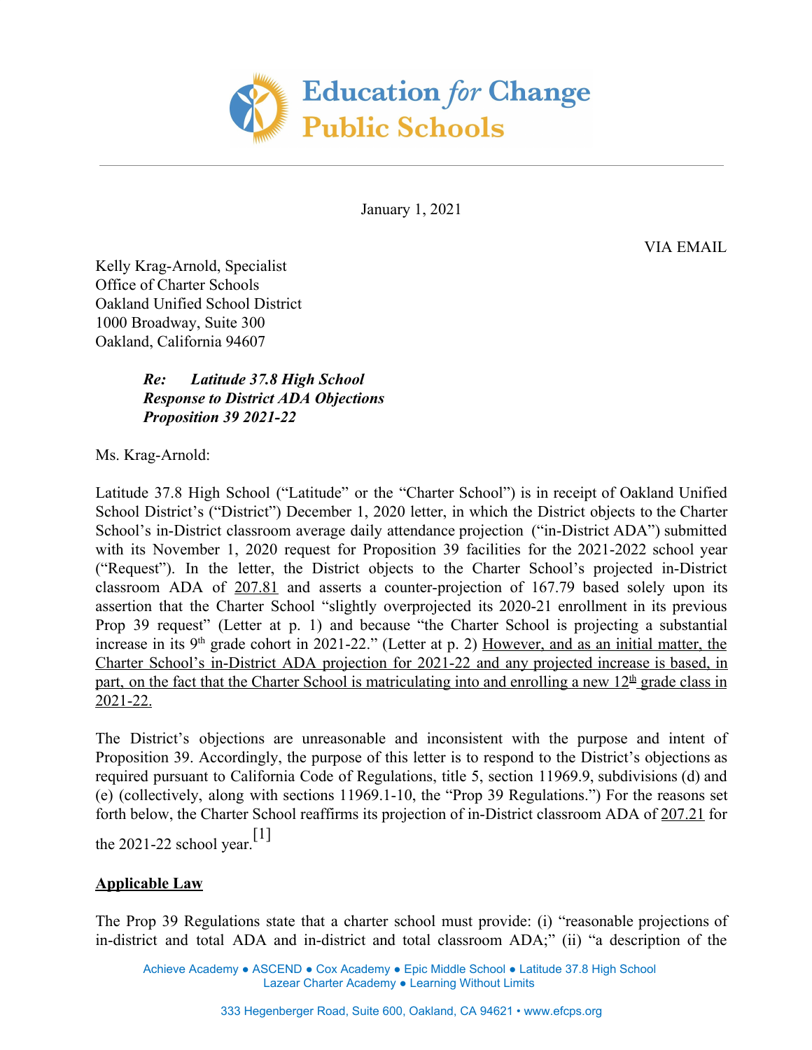Education *for* Change Public Schools

January 1, 2021

VIA EMAIL

Kelly Krag-Arnold, Specialist
Office of Charter Schools
Oakland Unified School District
1000 Broadway, Suite 300
Oakland, California 94607

***Re: Latitude 37.8 High School***
***Response to District ADA Objections***
***Proposition 39 2021-22***

Ms. Krag-Arnold:

Latitude 37.8 High School ("Latitude" or the "Charter School") is in receipt of Oakland Unified School District's ("District") December 1, 2020 letter, in which the District objects to the Charter School's in-District classroom average daily attendance projection ("in-District ADA") submitted with its November 1, 2020 request for Proposition 39 facilities for the 2021-2022 school year ("Request"). In the letter, the District objects to the Charter School's projected in-District classroom ADA of <u>207.81</u> and asserts a counter-projection of 167.79 based solely upon its assertion that the Charter School "slightly overprojected its 2020-21 enrollment in its previous Prop 39 request" (Letter at p. 1) and because "the Charter School is projecting a substantial increase in its 9th grade cohort in 2021-22." (Letter at p. 2) <u>However, and as an initial matter, the Charter School's in-District ADA projection for 2021-22 and any projected increase is based, in part, on the fact that the Charter School is matriculating into and enrolling a new 12th grade class in 2021-22.</u>

The District's objections are unreasonable and inconsistent with the purpose and intent of Proposition 39. Accordingly, the purpose of this letter is to respond to the District's objections as required pursuant to California Code of Regulations, title 5, section 11969.9, subdivisions (d) and (e) (collectively, along with sections 11969.1-10, the "Prop 39 Regulations.") For the reasons set forth below, the Charter School reaffirms its projection of in-District classroom ADA of <u>207.21</u> for the 2021-22 school year.[1]

## <u>**Applicable Law**</u>

The Prop 39 Regulations state that a charter school must provide: (i) "reasonable projections of in-district and total ADA and in-district and total classroom ADA;" (ii) "a description of the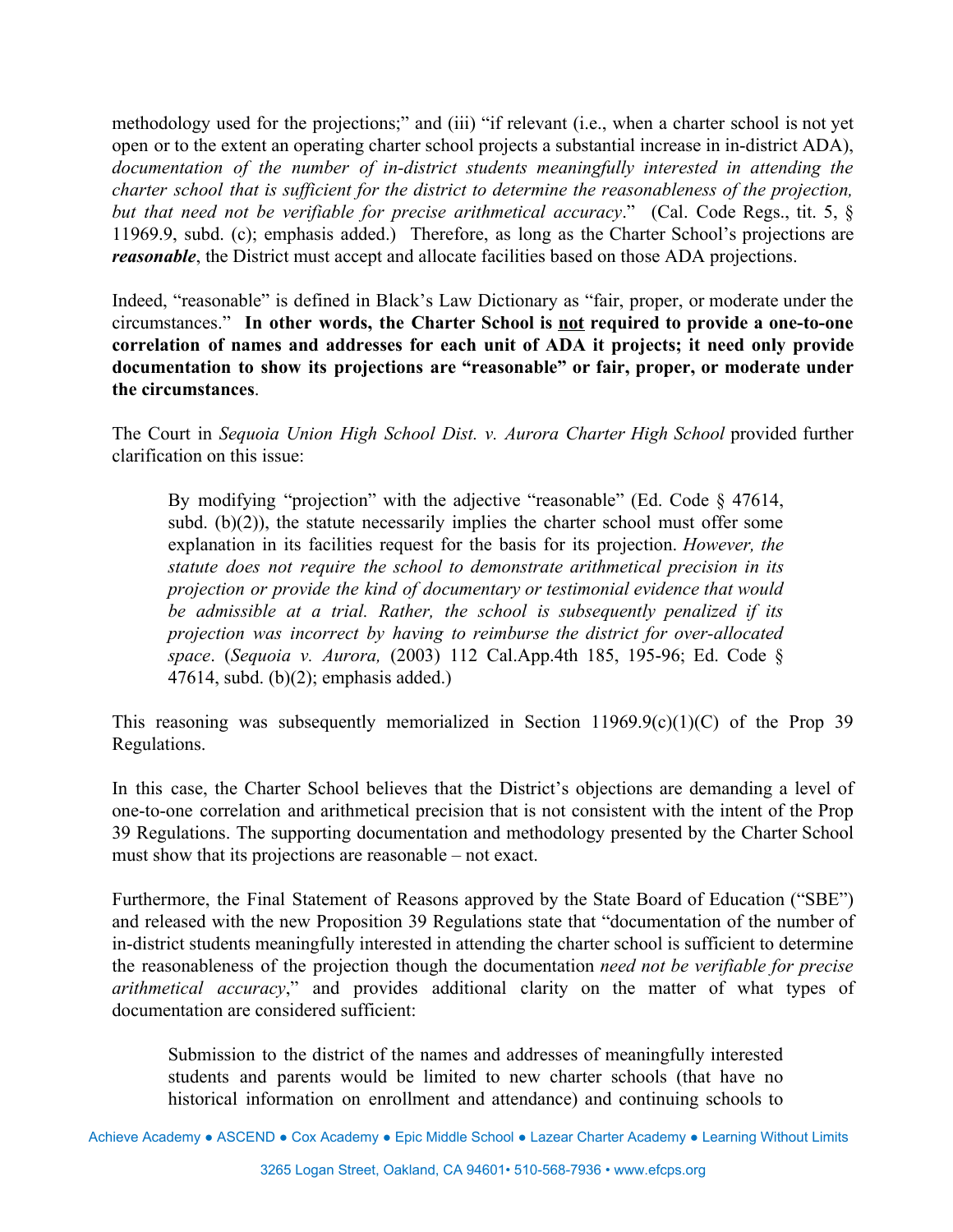methodology used for the projections;" and (iii) "if relevant (i.e., when a charter school is not yet open or to the extent an operating charter school projects a substantial increase in in-district ADA), *documentation of the number of in-district students meaningfully interested in attending the charter school that is sufficient for the district to determine the reasonableness of the projection, but that need not be verifiable for precise arithmetical accuracy*." (Cal. Code Regs., tit. 5, § 11969.9, subd. (c); emphasis added.) Therefore, as long as the Charter School's projections are ***reasonable***, the District must accept and allocate facilities based on those ADA projections.

Indeed, "reasonable" is defined in Black's Law Dictionary as "fair, proper, or moderate under the circumstances." **In other words, the Charter School is <u>not</u> required to provide a one-to-one correlation of names and addresses for each unit of ADA it projects; it need only provide documentation to show its projections are "reasonable" or fair, proper, or moderate under the circumstances**.

The Court in *Sequoia Union High School Dist. v. Aurora Charter High School* provided further clarification on this issue:

> By modifying "projection" with the adjective "reasonable" (Ed. Code § 47614, subd. (b)(2)), the statute necessarily implies the charter school must offer some explanation in its facilities request for the basis for its projection. *However, the statute does not require the school to demonstrate arithmetical precision in its projection or provide the kind of documentary or testimonial evidence that would be admissible at a trial. Rather, the school is subsequently penalized if its projection was incorrect by having to reimburse the district for over-allocated space*. (*Sequoia v. Aurora,* (2003) 112 Cal.App.4th 185, 195-96; Ed. Code § 47614, subd. (b)(2); emphasis added.)

This reasoning was subsequently memorialized in Section 11969.9(c)(1)(C) of the Prop 39 Regulations.

In this case, the Charter School believes that the District's objections are demanding a level of one-to-one correlation and arithmetical precision that is not consistent with the intent of the Prop 39 Regulations. The supporting documentation and methodology presented by the Charter School must show that its projections are reasonable – not exact.

Furthermore, the Final Statement of Reasons approved by the State Board of Education ("SBE") and released with the new Proposition 39 Regulations state that "documentation of the number of in-district students meaningfully interested in attending the charter school is sufficient to determine the reasonableness of the projection though the documentation *need not be verifiable for precise arithmetical accuracy*," and provides additional clarity on the matter of what types of documentation are considered sufficient:

> Submission to the district of the names and addresses of meaningfully interested students and parents would be limited to new charter schools (that have no historical information on enrollment and attendance) and continuing schools to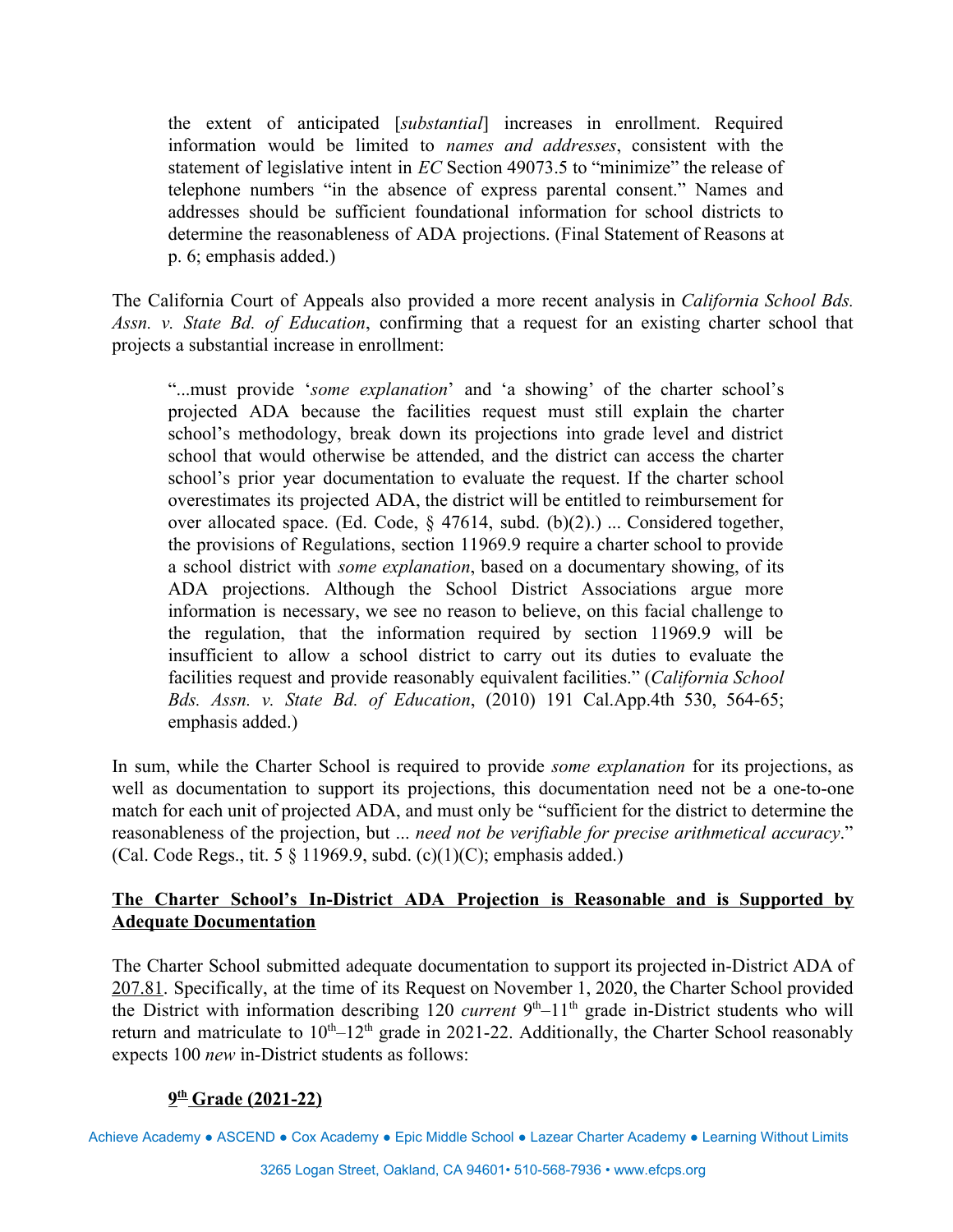> the extent of anticipated [*substantial*] increases in enrollment. Required information would be limited to *names and addresses*, consistent with the statement of legislative intent in *EC* Section 49073.5 to "minimize" the release of telephone numbers "in the absence of express parental consent." Names and addresses should be sufficient foundational information for school districts to determine the reasonableness of ADA projections. (Final Statement of Reasons at p. 6; emphasis added.)

The California Court of Appeals also provided a more recent analysis in *California School Bds. Assn. v. State Bd. of Education*, confirming that a request for an existing charter school that projects a substantial increase in enrollment:

> "...must provide '*some explanation*' and 'a showing' of the charter school's projected ADA because the facilities request must still explain the charter school's methodology, break down its projections into grade level and district school that would otherwise be attended, and the district can access the charter school's prior year documentation to evaluate the request. If the charter school overestimates its projected ADA, the district will be entitled to reimbursement for over allocated space. (Ed. Code, § 47614, subd. (b)(2).) ... Considered together, the provisions of Regulations, section 11969.9 require a charter school to provide a school district with *some explanation*, based on a documentary showing, of its ADA projections. Although the School District Associations argue more information is necessary, we see no reason to believe, on this facial challenge to the regulation, that the information required by section 11969.9 will be insufficient to allow a school district to carry out its duties to evaluate the facilities request and provide reasonably equivalent facilities." (*California School Bds. Assn. v. State Bd. of Education*, (2010) 191 Cal.App.4th 530, 564-65; emphasis added.)

In sum, while the Charter School is required to provide *some explanation* for its projections, as well as documentation to support its projections, this documentation need not be a one-to-one match for each unit of projected ADA, and must only be "sufficient for the district to determine the reasonableness of the projection, but ... *need not be verifiable for precise arithmetical accuracy*." (Cal. Code Regs., tit. 5 § 11969.9, subd. (c)(1)(C); emphasis added.)

**<u>The Charter School's In-District ADA Projection is Reasonable and is Supported by Adequate Documentation</u>**

The Charter School submitted adequate documentation to support its projected in-District ADA of <u>207.81</u>. Specifically, at the time of its Request on November 1, 2020, the Charter School provided the District with information describing 120 *current* 9th–11th grade in-District students who will return and matriculate to 10th–12th grade in 2021-22. Additionally, the Charter School reasonably expects 100 *new* in-District students as follows:

**<u>9th Grade (2021-22)</u>**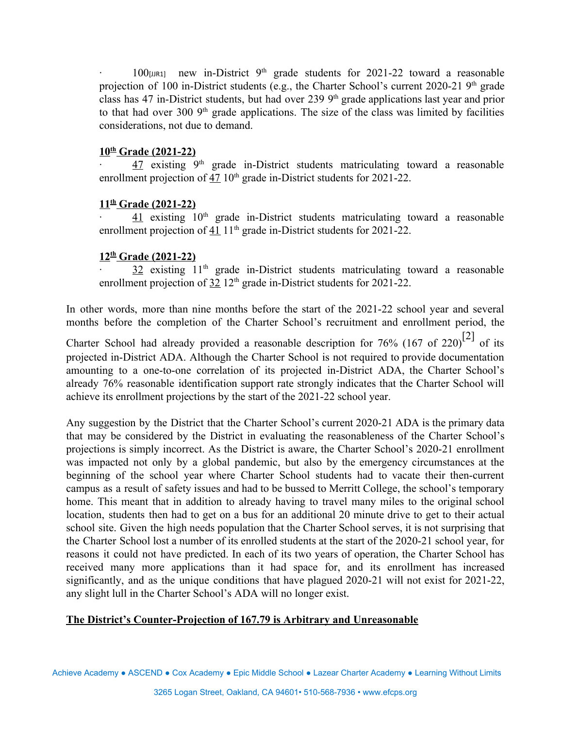· 100[JJR1] new in-District 9th grade students for 2021-22 toward a reasonable projection of 100 in-District students (e.g., the Charter School's current 2020-21 9th grade class has 47 in-District students, but had over 239 9th grade applications last year and prior to that had over 300 9th grade applications. The size of the class was limited by facilities considerations, not due to demand.

**10th Grade (2021-22)**

· 47 existing 9th grade in-District students matriculating toward a reasonable enrollment projection of 47 10th grade in-District students for 2021-22.

**11th Grade (2021-22)**

· 41 existing 10th grade in-District students matriculating toward a reasonable enrollment projection of 41 11th grade in-District students for 2021-22.

**12th Grade (2021-22)**

· 32 existing 11th grade in-District students matriculating toward a reasonable enrollment projection of 32 12th grade in-District students for 2021-22.

In other words, more than nine months before the start of the 2021-22 school year and several months before the completion of the Charter School's recruitment and enrollment period, the Charter School had already provided a reasonable description for 76% (167 of 220)[2] of its projected in-District ADA. Although the Charter School is not required to provide documentation amounting to a one-to-one correlation of its projected in-District ADA, the Charter School's already 76% reasonable identification support rate strongly indicates that the Charter School will achieve its enrollment projections by the start of the 2021-22 school year.

Any suggestion by the District that the Charter School's current 2020-21 ADA is the primary data that may be considered by the District in evaluating the reasonableness of the Charter School's projections is simply incorrect. As the District is aware, the Charter School's 2020-21 enrollment was impacted not only by a global pandemic, but also by the emergency circumstances at the beginning of the school year where Charter School students had to vacate their then-current campus as a result of safety issues and had to be bussed to Merritt College, the school's temporary home. This meant that in addition to already having to travel many miles to the original school location, students then had to get on a bus for an additional 20 minute drive to get to their actual school site. Given the high needs population that the Charter School serves, it is not surprising that the Charter School lost a number of its enrolled students at the start of the 2020-21 school year, for reasons it could not have predicted. In each of its two years of operation, the Charter School has received many more applications than it had space for, and its enrollment has increased significantly, and as the unique conditions that have plagued 2020-21 will not exist for 2021-22, any slight lull in the Charter School's ADA will no longer exist.

**The District's Counter-Projection of 167.79 is Arbitrary and Unreasonable**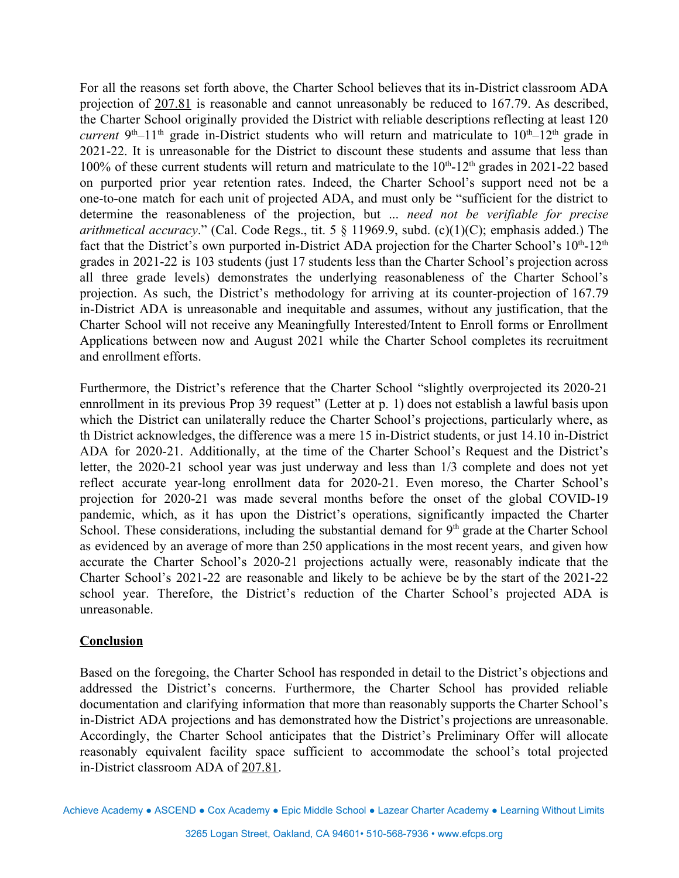For all the reasons set forth above, the Charter School believes that its in-District classroom ADA projection of <u>207.81</u> is reasonable and cannot unreasonably be reduced to 167.79. As described, the Charter School originally provided the District with reliable descriptions reflecting at least 120 *current* 9th–11th grade in-District students who will return and matriculate to 10th–12th grade in 2021-22. It is unreasonable for the District to discount these students and assume that less than 100% of these current students will return and matriculate to the 10th-12th grades in 2021-22 based on purported prior year retention rates. Indeed, the Charter School's support need not be a one-to-one match for each unit of projected ADA, and must only be "sufficient for the district to determine the reasonableness of the projection, but ... *need not be verifiable for precise arithmetical accuracy*." (Cal. Code Regs., tit. 5 § 11969.9, subd. (c)(1)(C); emphasis added.) The fact that the District's own purported in-District ADA projection for the Charter School's 10th-12th grades in 2021-22 is 103 students (just 17 students less than the Charter School's projection across all three grade levels) demonstrates the underlying reasonableness of the Charter School's projection. As such, the District's methodology for arriving at its counter-projection of 167.79 in-District ADA is unreasonable and inequitable and assumes, without any justification, that the Charter School will not receive any Meaningfully Interested/Intent to Enroll forms or Enrollment Applications between now and August 2021 while the Charter School completes its recruitment and enrollment efforts.

Furthermore, the District's reference that the Charter School "slightly overprojected its 2020-21 ennrollment in its previous Prop 39 request" (Letter at p. 1) does not establish a lawful basis upon which the District can unilaterally reduce the Charter School's projections, particularly where, as th District acknowledges, the difference was a mere 15 in-District students, or just 14.10 in-District ADA for 2020-21. Additionally, at the time of the Charter School's Request and the District's letter, the 2020-21 school year was just underway and less than 1/3 complete and does not yet reflect accurate year-long enrollment data for 2020-21. Even moreso, the Charter School's projection for 2020-21 was made several months before the onset of the global COVID-19 pandemic, which, as it has upon the District's operations, significantly impacted the Charter School. These considerations, including the substantial demand for 9th grade at the Charter School as evidenced by an average of more than 250 applications in the most recent years, and given how accurate the Charter School's 2020-21 projections actually were, reasonably indicate that the Charter School's 2021-22 are reasonable and likely to be achieve be by the start of the 2021-22 school year. Therefore, the District's reduction of the Charter School's projected ADA is unreasonable.

**<u>Conclusion</u>**

Based on the foregoing, the Charter School has responded in detail to the District's objections and addressed the District's concerns. Furthermore, the Charter School has provided reliable documentation and clarifying information that more than reasonably supports the Charter School's in-District ADA projections and has demonstrated how the District's projections are unreasonable. Accordingly, the Charter School anticipates that the District's Preliminary Offer will allocate reasonably equivalent facility space sufficient to accommodate the school's total projected in-District classroom ADA of <u>207.81</u>.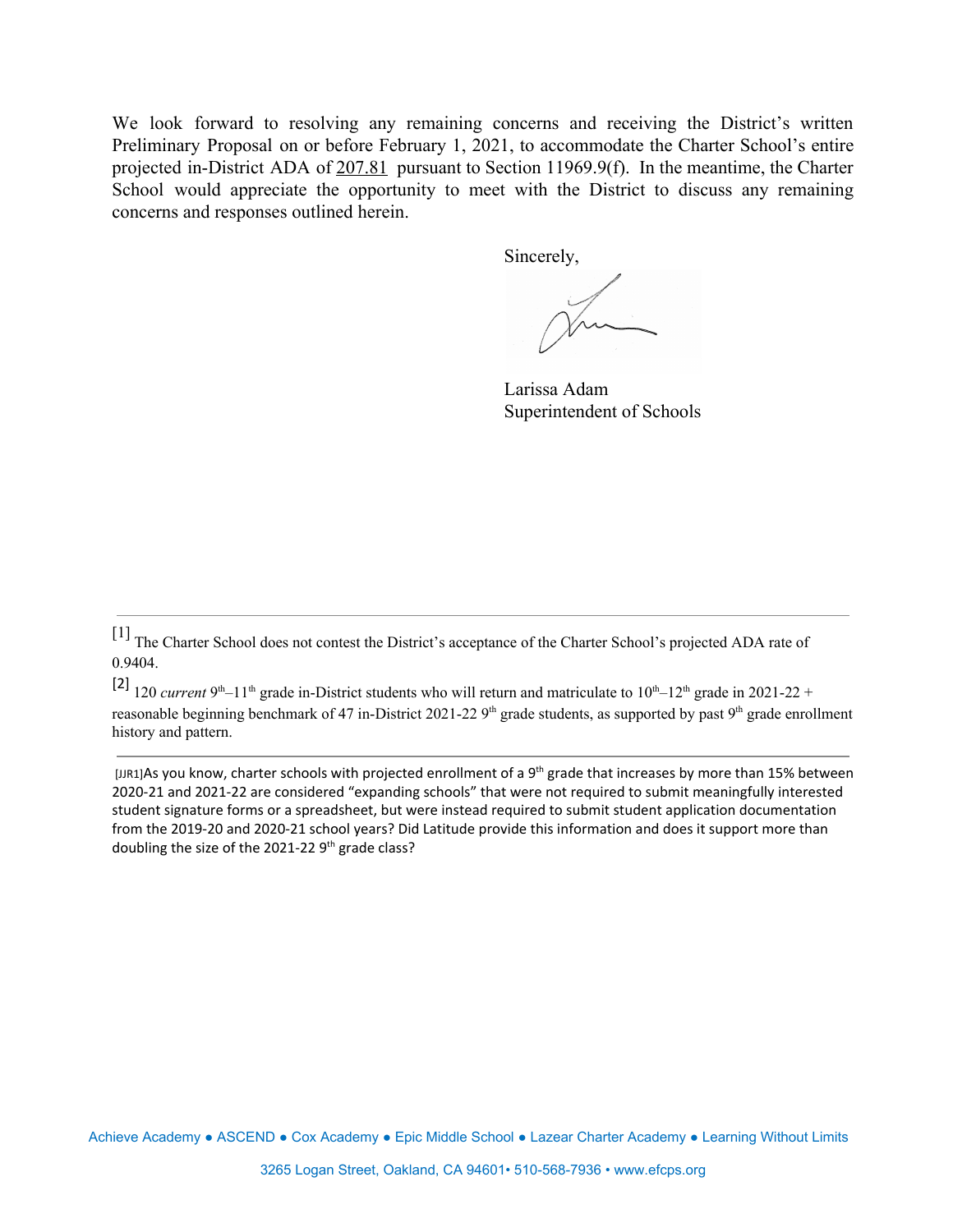We look forward to resolving any remaining concerns and receiving the District's written Preliminary Proposal on or before February 1, 2021, to accommodate the Charter School's entire projected in-District ADA of <u>207.81</u> pursuant to Section 11969.9(f). In the meantime, the Charter School would appreciate the opportunity to meet with the District to discuss any remaining concerns and responses outlined herein.

Sincerely,

Larissa Adam
Superintendent of Schools

---

[1] The Charter School does not contest the District's acceptance of the Charter School's projected ADA rate of 0.9404.

[2] 120 *current* 9th–11th grade in-District students who will return and matriculate to 10th–12th grade in 2021-22 + reasonable beginning benchmark of 47 in-District 2021-22 9th grade students, as supported by past 9th grade enrollment history and pattern.

---

[JJR1]As you know, charter schools with projected enrollment of a 9th grade that increases by more than 15% between 2020-21 and 2021-22 are considered "expanding schools" that were not required to submit meaningfully interested student signature forms or a spreadsheet, but were instead required to submit student application documentation from the 2019-20 and 2020-21 school years? Did Latitude provide this information and does it support more than doubling the size of the 2021-22 9th grade class?

Achieve Academy ● ASCEND ● Cox Academy ● Epic Middle School ● Lazear Charter Academy ● Learning Without Limits

3265 Logan Street, Oakland, CA 94601• 510-568-7936 • www.efcps.org